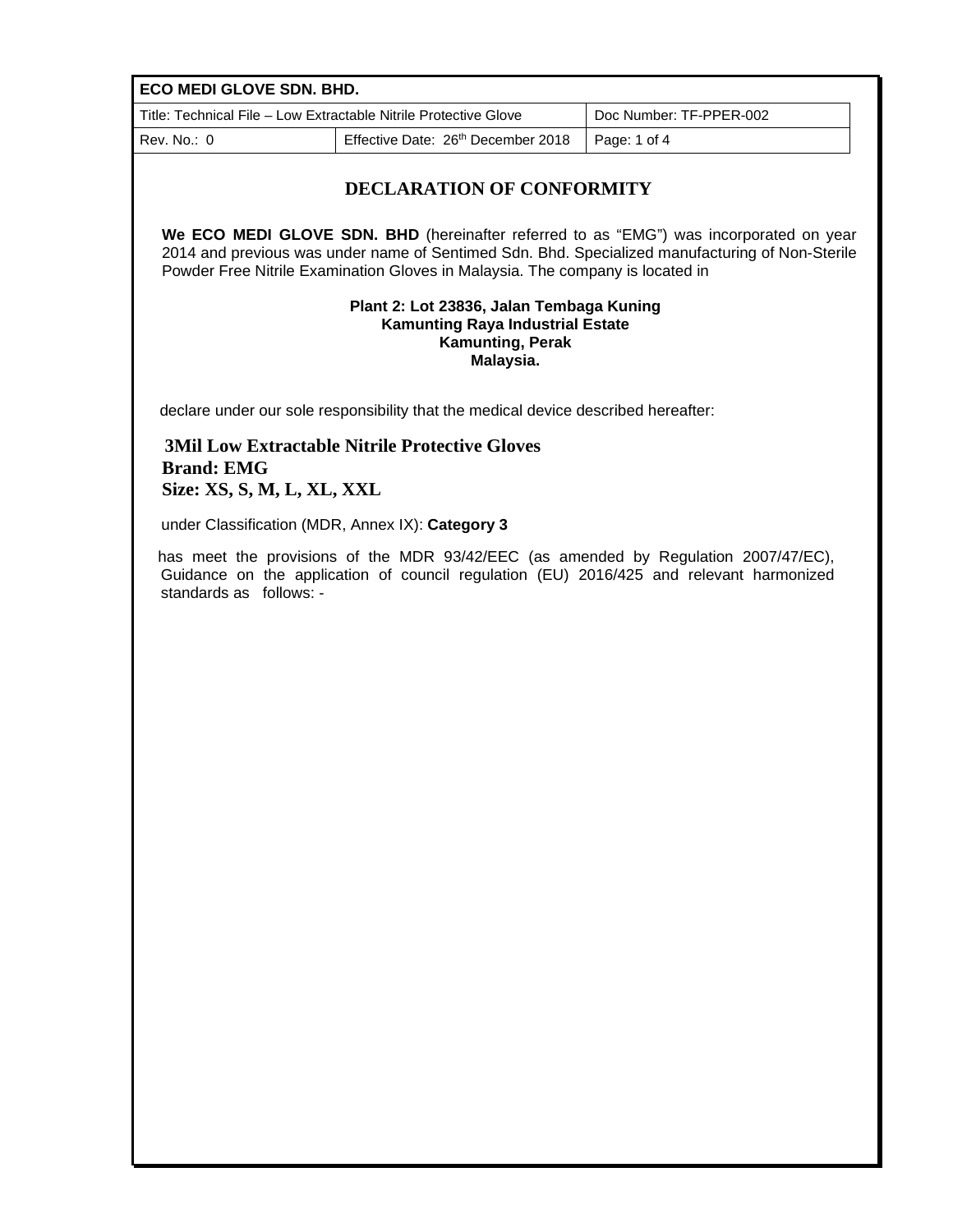| ECO MEDI GLOVE SDN. BHD. | | |
|---|---|---|
| Title: Technical File – Low Extractable Nitrile Protective Glove | | Doc Number: TF-PPER-002 |
| Rev. No.: 0 | Effective Date: 26th December 2018 | |

# DECLARATION OF CONFORMITY

**We ECO MEDI GLOVE SDN. BHD** (hereinafter referred to as "EMG") was incorporated on year 2014 and previous was under name of Sentimed Sdn. Bhd. Specialized manufacturing of Non-Sterile Powder Free Nitrile Examination Gloves in Malaysia. The company is located in

**Plant 2: Lot 23836, Jalan Tembaga Kuning**
**Kamunting Raya Industrial Estate**
**Kamunting, Perak**
**Malaysia.**

declare under our sole responsibility that the medical device described hereafter:

**3Mil Low Extractable Nitrile Protective Gloves**
**Brand: EMG**
**Size: XS, S, M, L, XL, XXL**

under Classification (MDR, Annex IX): **Category 3**

has meet the provisions of the MDR 93/42/EEC (as amended by Regulation 2007/47/EC), Guidance on the application of council regulation (EU) 2016/425 and relevant harmonized standards as follows: -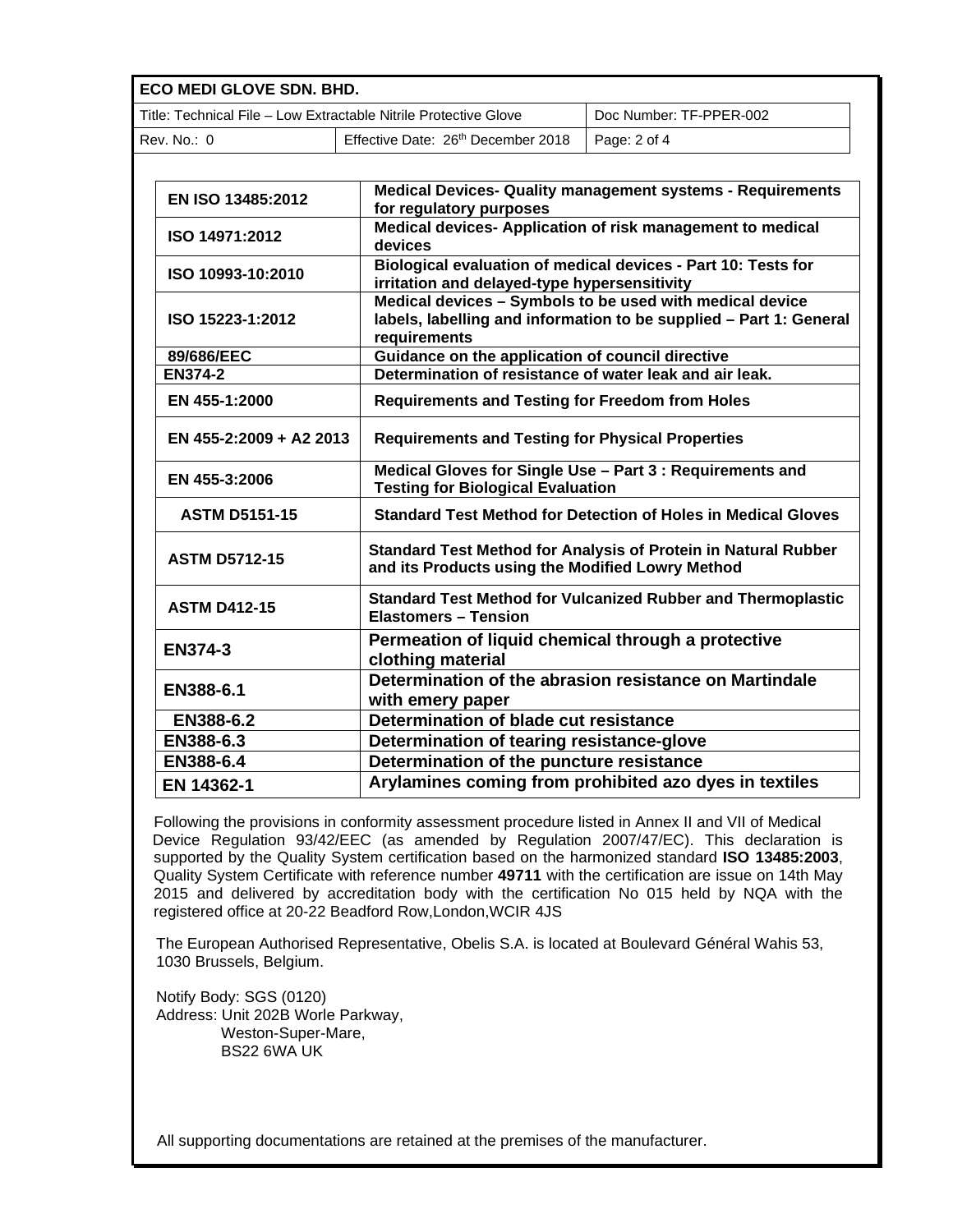| EN ISO 13485:2012 | Medical Devices- Quality management systems - Requirements for regulatory purposes |
|---|---|
| ISO 14971:2012 | Medical devices- Application of risk management to medical devices |
| ISO 10993-10:2010 | Biological evaluation of medical devices - Part 10: Tests for irritation and delayed-type hypersensitivity |
| ISO 15223-1:2012 | Medical devices – Symbols to be used with medical device labels, labelling and information to be supplied – Part 1: General requirements |
| 89/686/EEC | Guidance on the application of council directive |
| EN374-2 | Determination of resistance of water leak and air leak. |
| EN 455-1:2000 | Requirements and Testing for Freedom from Holes |
| EN 455-2:2009 + A2 2013 | Requirements and Testing for Physical Properties |
| EN 455-3:2006 | Medical Gloves for Single Use – Part 3 : Requirements and Testing for Biological Evaluation |
| ASTM D5151-15 | Standard Test Method for Detection of Holes in Medical Gloves |
| ASTM D5712-15 | Standard Test Method for Analysis of Protein in Natural Rubber and its Products using the Modified Lowry Method |
| ASTM D412-15 | Standard Test Method for Vulcanized Rubber and Thermoplastic Elastomers – Tension |
| EN374-3 | Permeation of liquid chemical through a protective clothing material |
| EN388-6.1 | Determination of the abrasion resistance on Martindale with emery paper |
| EN388-6.2 | Determination of blade cut resistance |
| EN388-6.3 | Determination of tearing resistance-glove |
| EN388-6.4 | Determination of the puncture resistance |
| EN 14362-1 | Arylamines coming from prohibited azo dyes in textiles |

Following the provisions in conformity assessment procedure listed in Annex II and VII of Medical Device Regulation 93/42/EEC (as amended by Regulation 2007/47/EC). This declaration is supported by the Quality System certification based on the harmonized standard **ISO 13485:2003**, Quality System Certificate with reference number **49711** with the certification are issue on 14th May 2015 and delivered by accreditation body with the certification No 015 held by NQA with the registered office at 20-22 Beadford Row,London,WCIR 4JS

The European Authorised Representative, Obelis S.A. is located at Boulevard Général Wahis 53, 1030 Brussels, Belgium.

Notify Body: SGS (0120)
Address: Unit 202B Worle Parkway,
Weston-Super-Mare,
BS22 6WA UK

All supporting documentations are retained at the premises of the manufacturer.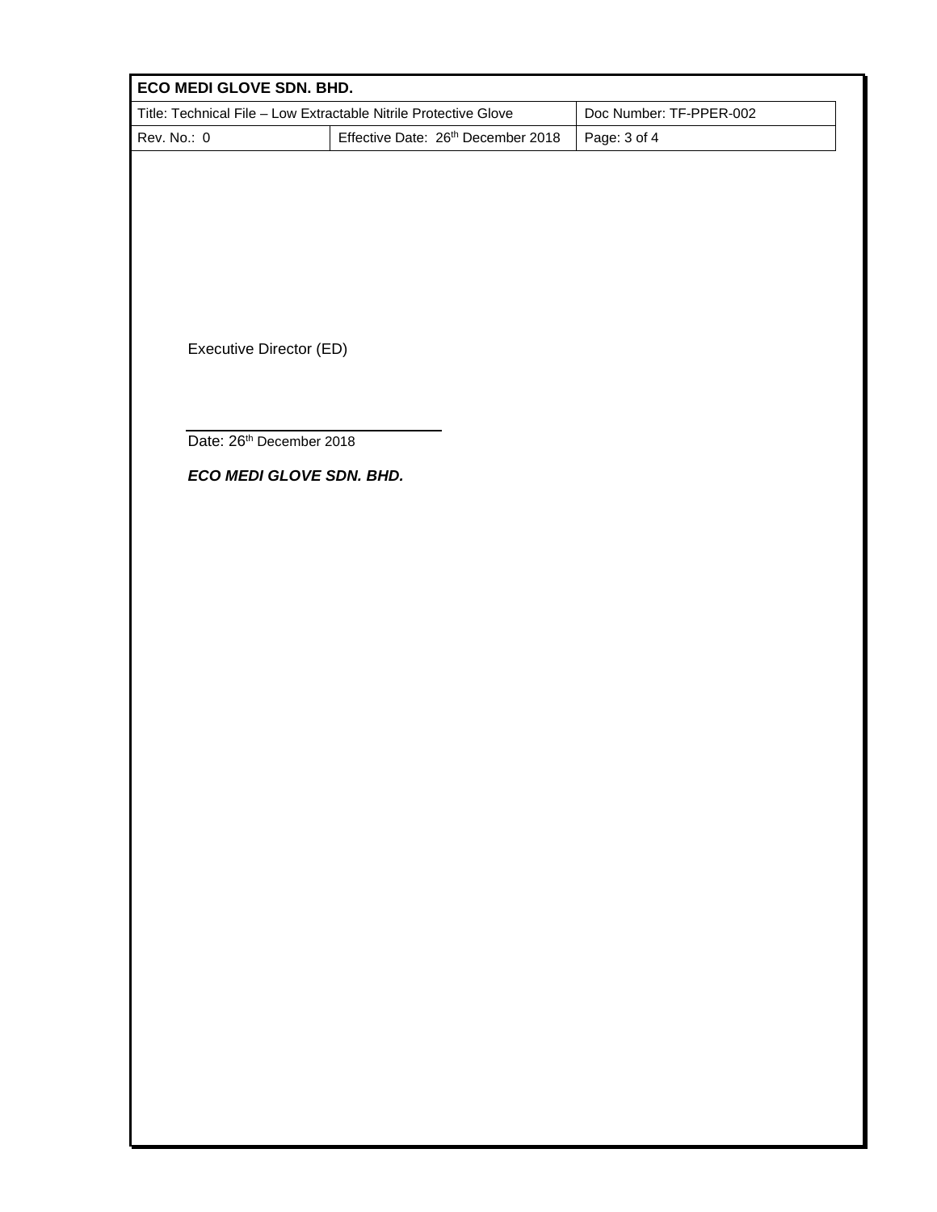Executive Director (ED)

Date: 26th December 2018

***ECO MEDI GLOVE SDN. BHD.***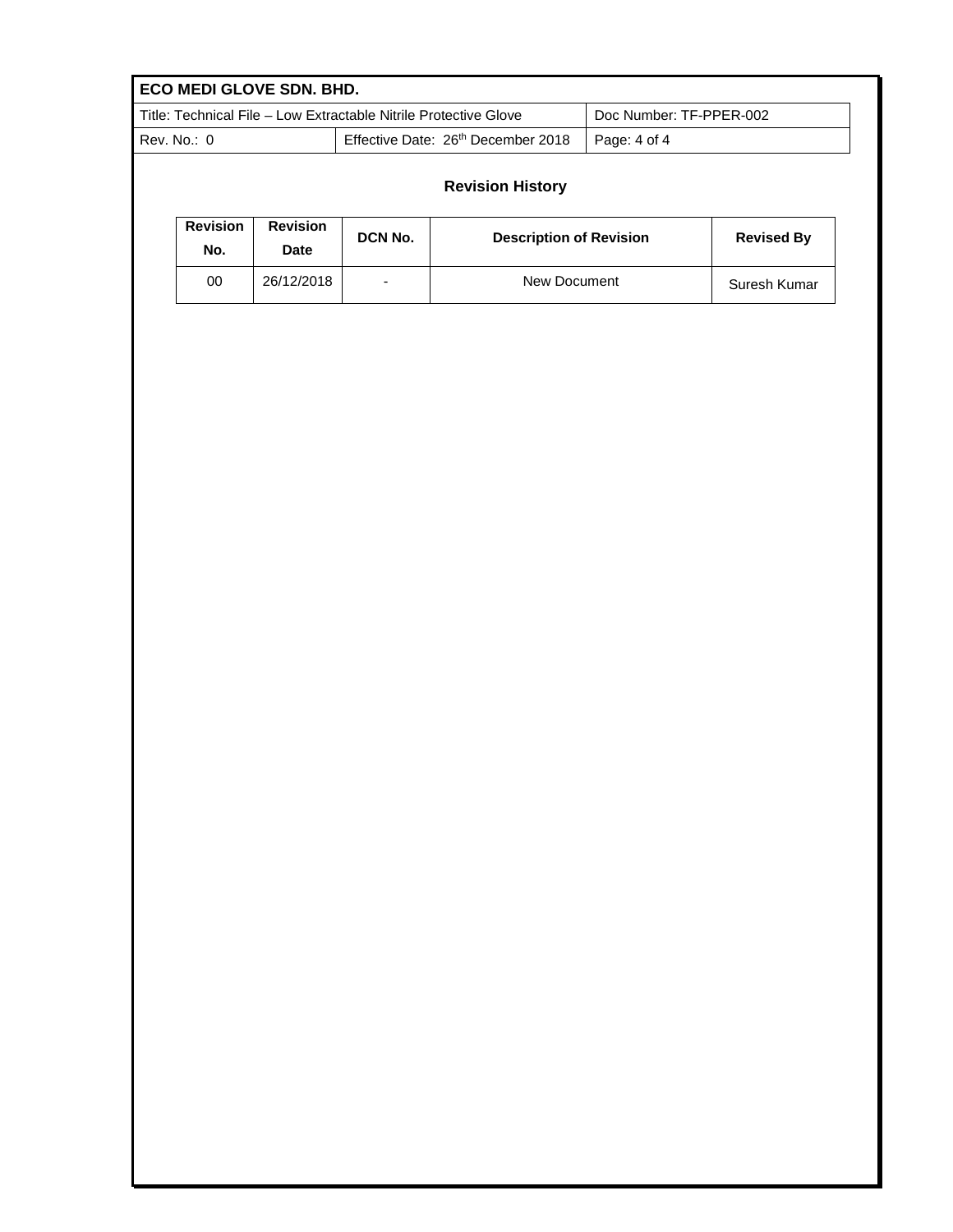## Revision History

| Revision No. | Revision Date | DCN No. | Description of Revision | Revised By |
|---|---|---|---|---|
| 00 | 26/12/2018 | - | New Document | Suresh Kumar |